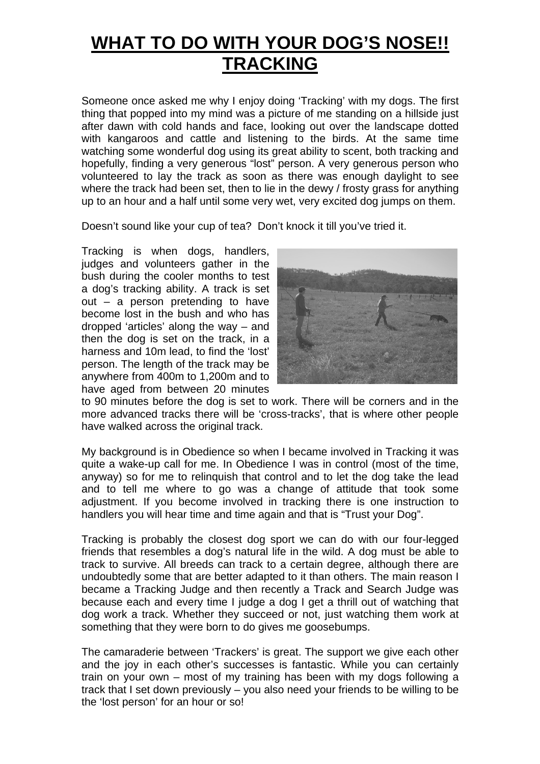# WHAT TO DO WITH YOUR DOG'S NOSE!! TRACKING

Someone once asked me why I enjoy doing 'Tracking' with my dogs. The first thing that popped into my mind was a picture of me standing on a hillside just after dawn with cold hands and face, looking out over the landscape dotted with kangaroos and cattle and listening to the birds. At the same time watching some wonderful dog using its great ability to scent, both tracking and hopefully, finding a very generous "lost" person. A very generous person who volunteered to lay the track as soon as there was enough daylight to see where the track had been set, then to lie in the dewy / frosty grass for anything up to an hour and a half until some very wet, very excited dog jumps on them.

Doesn't sound like your cup of tea? Don't knock it till you've tried it.

Tracking is when dogs, handlers, judges and volunteers gather in the bush during the cooler months to test a dog's tracking ability. A track is set out – a person pretending to have become lost in the bush and who has dropped 'articles' along the way – and then the dog is set on the track, in a harness and 10m lead, to find the 'lost' person. The length of the track may be anywhere from 400m to 1,200m and to have aged from between 20 minutes to 90 minutes before the dog is set to work. There will be corners and in the more advanced tracks there will be 'cross-tracks', that is where other people have walked across the original track.

My background is in Obedience so when I became involved in Tracking it was quite a wake-up call for me. In Obedience I was in control (most of the time, anyway) so for me to relinquish that control and to let the dog take the lead and to tell me where to go was a change of attitude that took some adjustment. If you become involved in tracking there is one instruction to handlers you will hear time and time again and that is "Trust your Dog".

Tracking is probably the closest dog sport we can do with our four-legged friends that resembles a dog's natural life in the wild. A dog must be able to track to survive. All breeds can track to a certain degree, although there are undoubtedly some that are better adapted to it than others. The main reason I became a Tracking Judge and then recently a Track and Search Judge was because each and every time I judge a dog I get a thrill out of watching that dog work a track. Whether they succeed or not, just watching them work at something that they were born to do gives me goosebumps.

The camaraderie between 'Trackers' is great. The support we give each other and the joy in each other's successes is fantastic. While you can certainly train on your own – most of my training has been with my dogs following a track that I set down previously – you also need your friends to be willing to be the 'lost person' for an hour or so!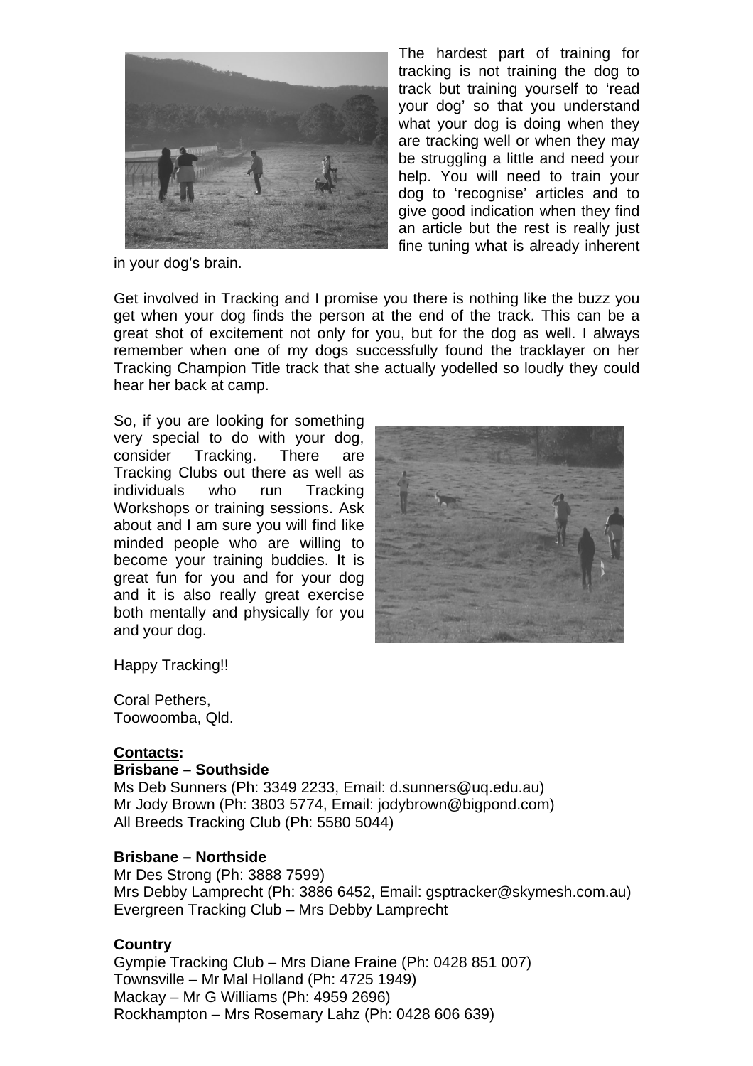The hardest part of training for tracking is not training the dog to track but training yourself to 'read your dog' so that you understand what your dog is doing when they are tracking well or when they may be struggling a little and need your help. You will need to train your dog to 'recognise' articles and to give good indication when they find an article but the rest is really just fine tuning what is already inherent in your dog's brain.

Get involved in Tracking and I promise you there is nothing like the buzz you get when your dog finds the person at the end of the track. This can be a great shot of excitement not only for you, but for the dog as well. I always remember when one of my dogs successfully found the tracklayer on her Tracking Champion Title track that she actually yodelled so loudly they could hear her back at camp.

So, if you are looking for something very special to do with your dog, consider Tracking. There are Tracking Clubs out there as well as individuals who run Tracking Workshops or training sessions. Ask about and I am sure you will find like minded people who are willing to become your training buddies. It is great fun for you and for your dog and it is also really great exercise both mentally and physically for you and your dog.

Happy Tracking!!

Coral Pethers,
Toowoomba, Qld.

**Contacts:**

**Brisbane – Southside**

Ms Deb Sunners (Ph: 3349 2233, Email: d.sunners@uq.edu.au)
Mr Jody Brown (Ph: 3803 5774, Email: jodybrown@bigpond.com)
All Breeds Tracking Club (Ph: 5580 5044)

**Brisbane – Northside**

Mr Des Strong (Ph: 3888 7599)
Mrs Debby Lamprecht (Ph: 3886 6452, Email: gsptracker@skymesh.com.au)
Evergreen Tracking Club – Mrs Debby Lamprecht

**Country**

Gympie Tracking Club – Mrs Diane Fraine (Ph: 0428 851 007)
Townsville – Mr Mal Holland (Ph: 4725 1949)
Mackay – Mr G Williams (Ph: 4959 2696)
Rockhampton – Mrs Rosemary Lahz (Ph: 0428 606 639)